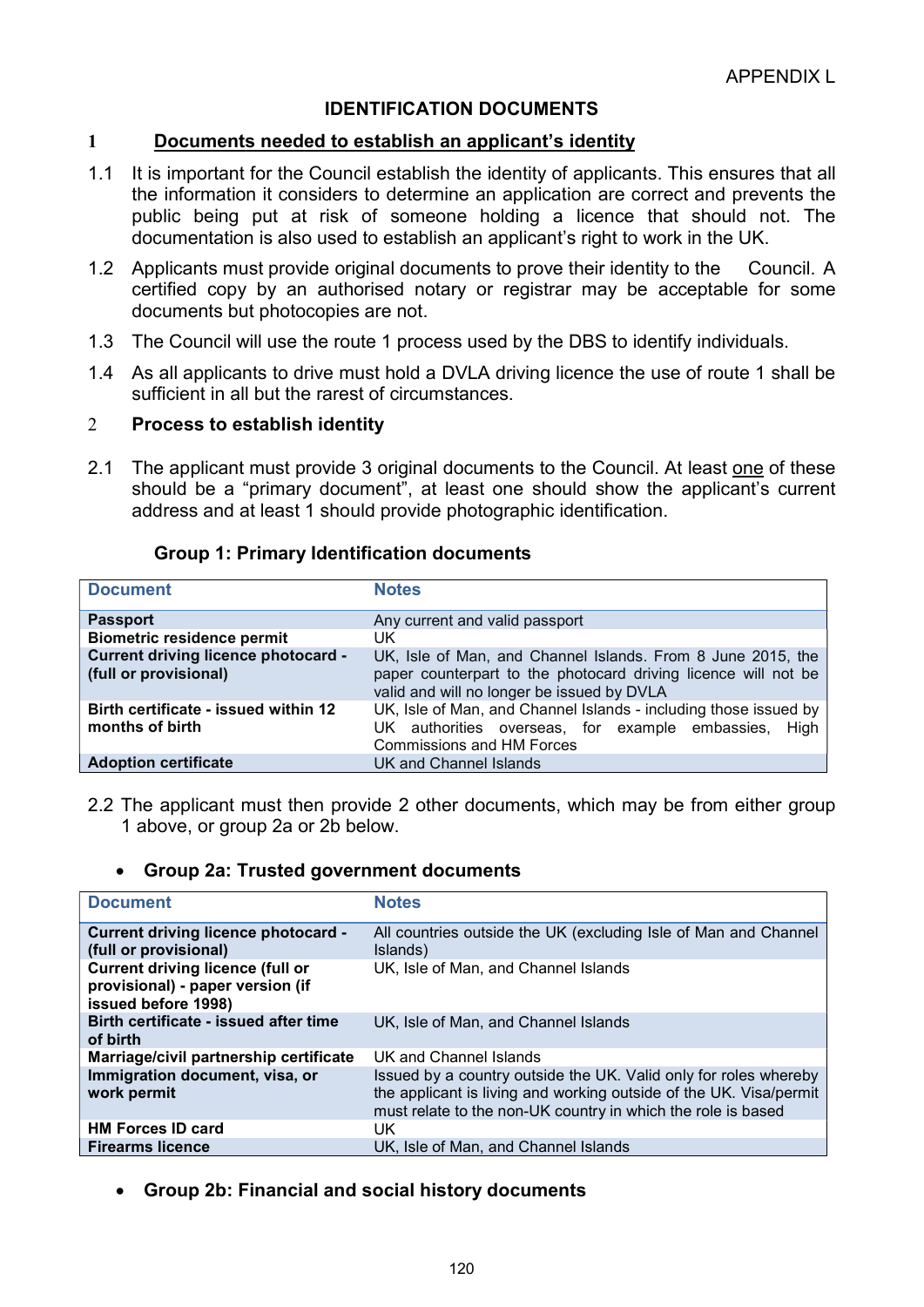APPENDIX L

# IDENTIFICATION DOCUMENTS

## 1 Documents needed to establish an applicant's identity

1.1 It is important for the Council establish the identity of applicants. This ensures that all the information it considers to determine an application are correct and prevents the public being put at risk of someone holding a licence that should not. The documentation is also used to establish an applicant's right to work in the UK.

1.2 Applicants must provide original documents to prove their identity to the Council. A certified copy by an authorised notary or registrar may be acceptable for some documents but photocopies are not.

1.3 The Council will use the route 1 process used by the DBS to identify individuals.

1.4 As all applicants to drive must hold a DVLA driving licence the use of route 1 shall be sufficient in all but the rarest of circumstances.

## 2 Process to establish identity

2.1 The applicant must provide 3 original documents to the Council. At least one of these should be a "primary document", at least one should show the applicant's current address and at least 1 should provide photographic identification.

### Group 1: Primary Identification documents

| Document | Notes |
|---|---|
| **Passport** | Any current and valid passport |
| **Biometric residence permit** | UK |
| **Current driving licence photocard - (full or provisional)** | UK, Isle of Man, and Channel Islands. From 8 June 2015, the paper counterpart to the photocard driving licence will not be valid and will no longer be issued by DVLA |
| **Birth certificate - issued within 12 months of birth** | UK, Isle of Man, and Channel Islands - including those issued by UK authorities overseas, for example embassies, High Commissions and HM Forces |
| **Adoption certificate** | UK and Channel Islands |

2.2 The applicant must then provide 2 other documents, which may be from either group 1 above, or group 2a or 2b below.

- **Group 2a: Trusted government documents**

| Document | Notes |
|---|---|
| **Current driving licence photocard - (full or provisional)** | All countries outside the UK (excluding Isle of Man and Channel Islands) |
| **Current driving licence (full or provisional) - paper version (if issued before 1998)** | UK, Isle of Man, and Channel Islands |
| **Birth certificate - issued after time of birth** | UK, Isle of Man, and Channel Islands |
| **Marriage/civil partnership certificate** | UK and Channel Islands |
| **Immigration document, visa, or work permit** | Issued by a country outside the UK. Valid only for roles whereby the applicant is living and working outside of the UK. Visa/permit must relate to the non-UK country in which the role is based |
| **HM Forces ID card** | UK |
| **Firearms licence** | UK, Isle of Man, and Channel Islands |

- **Group 2b: Financial and social history documents**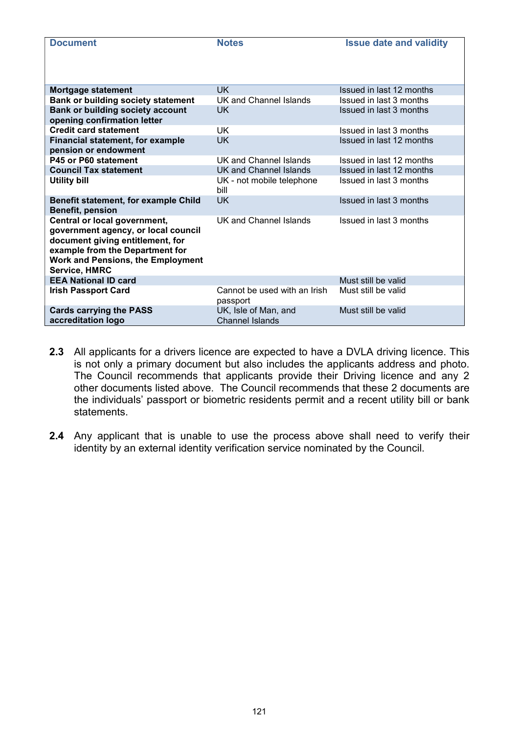| Document | Notes | Issue date and validity |
|---|---|---|
| **Mortgage statement** | UK | Issued in last 12 months |
| **Bank or building society statement** | UK and Channel Islands | Issued in last 3 months |
| **Bank or building society account opening confirmation letter** | UK | Issued in last 3 months |
| **Credit card statement** | UK | Issued in last 3 months |
| **Financial statement, for example pension or endowment** | UK | Issued in last 12 months |
| **P45 or P60 statement** | UK and Channel Islands | Issued in last 12 months |
| **Council Tax statement** | UK and Channel Islands | Issued in last 12 months |
| **Utility bill** | UK - not mobile telephone bill | Issued in last 3 months |
| **Benefit statement, for example Child Benefit, pension** | UK | Issued in last 3 months |
| **Central or local government, government agency, or local council document giving entitlement, for example from the Department for Work and Pensions, the Employment Service, HMRC** | UK and Channel Islands | Issued in last 3 months |
| **EEA National ID card** | | Must still be valid |
| **Irish Passport Card** | Cannot be used with an Irish passport | Must still be valid |
| **Cards carrying the PASS accreditation logo** | UK, Isle of Man, and Channel Islands | Must still be valid |

**2.3** All applicants for a drivers licence are expected to have a DVLA driving licence. This is not only a primary document but also includes the applicants address and photo. The Council recommends that applicants provide their Driving licence and any 2 other documents listed above. The Council recommends that these 2 documents are the individuals' passport or biometric residents permit and a recent utility bill or bank statements.

**2.4** Any applicant that is unable to use the process above shall need to verify their identity by an external identity verification service nominated by the Council.